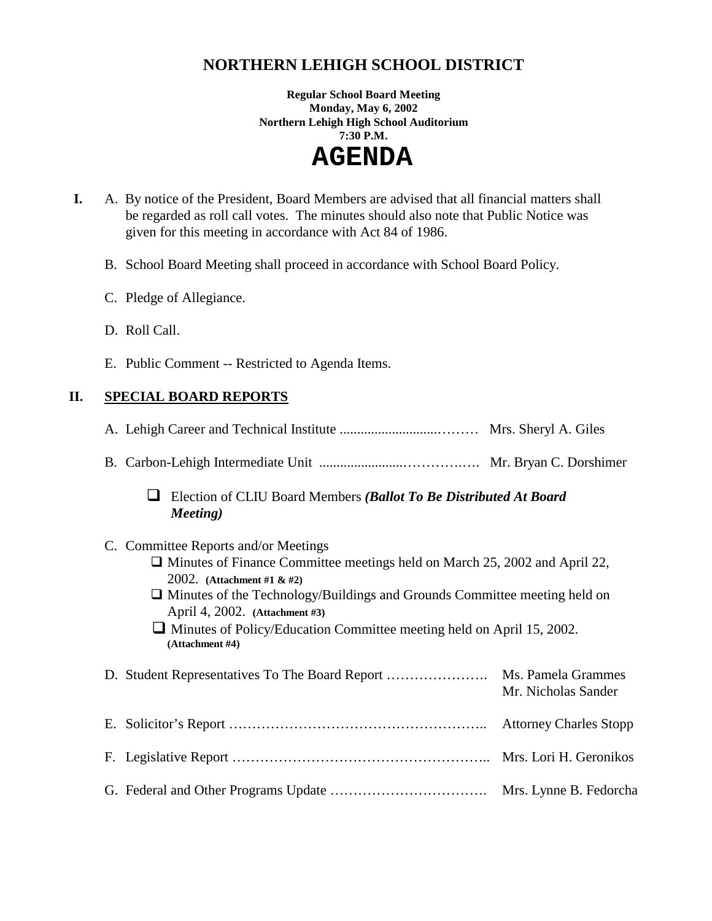# NORTHERN LEHIGH SCHOOL DISTRICT

**Regular School Board Meeting**
**Monday, May 6, 2002**
**Northern Lehigh High School Auditorium**
**7:30 P.M.**

# AGENDA

**I.** A. By notice of the President, Board Members are advised that all financial matters shall be regarded as roll call votes. The minutes should also note that Public Notice was given for this meeting in accordance with Act 84 of 1986.

B. School Board Meeting shall proceed in accordance with School Board Policy.

C. Pledge of Allegiance.

D. Roll Call.

E. Public Comment -- Restricted to Agenda Items.

## II. SPECIAL BOARD REPORTS

A. Lehigh Career and Technical Institute ............................……… Mrs. Sheryl A. Giles

B. Carbon-Lehigh Intermediate Unit ........................…………….. Mr. Bryan C. Dorshimer

- ❑ Election of CLIU Board Members ***(Ballot To Be Distributed At Board Meeting)***

C. Committee Reports and/or Meetings

- ❑ Minutes of Finance Committee meetings held on March 25, 2002 and April 22, 2002. **(Attachment #1 & #2)**
- ❑ Minutes of the Technology/Buildings and Grounds Committee meeting held on April 4, 2002. **(Attachment #3)**
- ❑ Minutes of Policy/Education Committee meeting held on April 15, 2002. **(Attachment #4)**

D. Student Representatives To The Board Report …………………. Ms. Pamela Grammes
Mr. Nicholas Sander

E. Solicitor's Report ……………………………………………….. Attorney Charles Stopp

F. Legislative Report ……………………………………………….. Mrs. Lori H. Geronikos

G. Federal and Other Programs Update ……………………………. Mrs. Lynne B. Fedorcha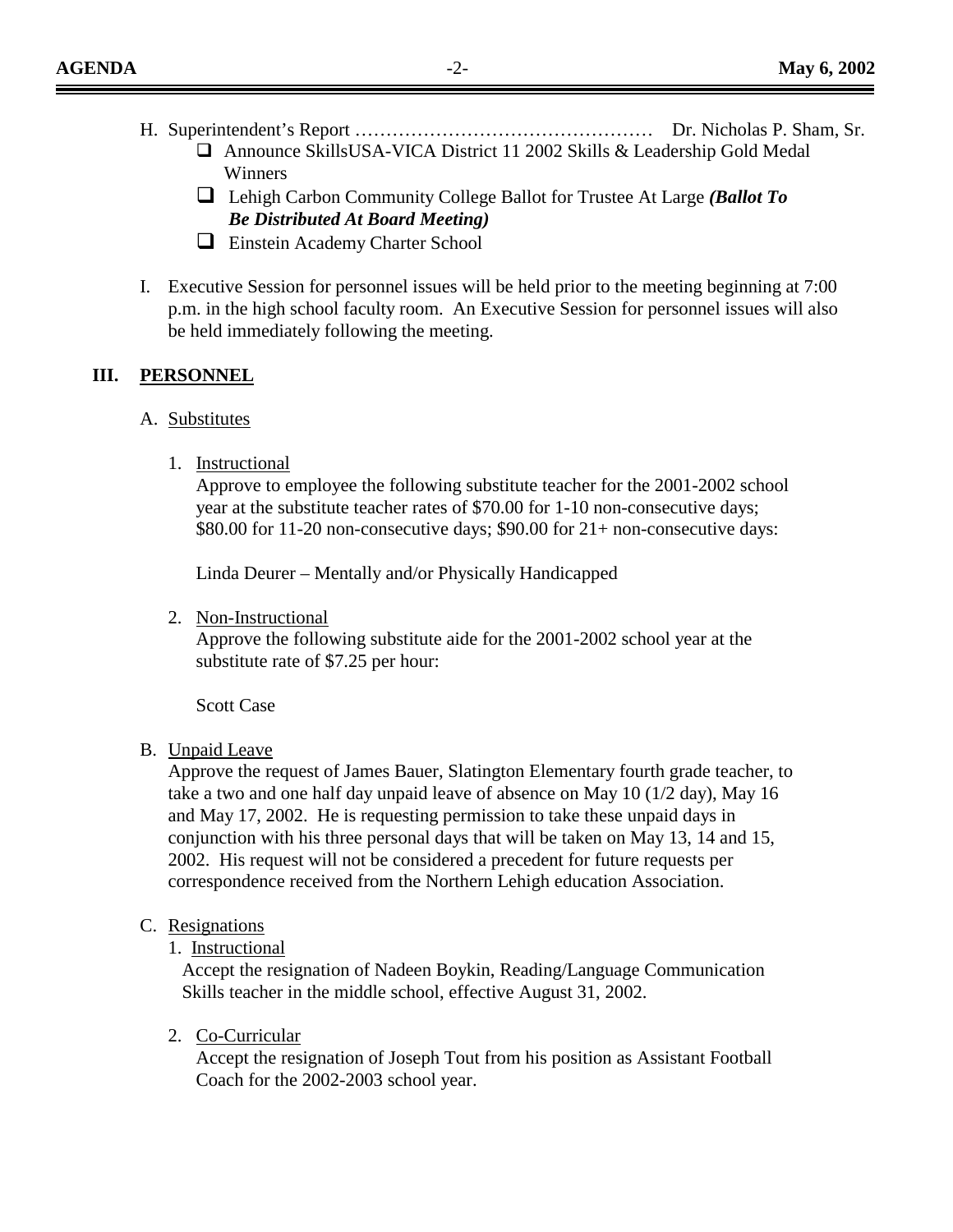H. Superintendent's Report ………………………………………… Dr. Nicholas P. Sham, Sr.
   - Announce SkillsUSA-VICA District 11 2002 Skills & Leadership Gold Medal Winners
   - Lehigh Carbon Community College Ballot for Trustee At Large ***(Ballot To Be Distributed At Board Meeting)***
   - Einstein Academy Charter School

I. Executive Session for personnel issues will be held prior to the meeting beginning at 7:00 p.m. in the high school faculty room. An Executive Session for personnel issues will also be held immediately following the meeting.

## III. PERSONNEL

A. Substitutes

1. Instructional

   Approve to employee the following substitute teacher for the 2001-2002 school year at the substitute teacher rates of $70.00 for 1-10 non-consecutive days; $80.00 for 11-20 non-consecutive days; $90.00 for 21+ non-consecutive days:

   Linda Deurer – Mentally and/or Physically Handicapped

2. Non-Instructional

   Approve the following substitute aide for the 2001-2002 school year at the substitute rate of $7.25 per hour:

   Scott Case

B. Unpaid Leave

Approve the request of James Bauer, Slatington Elementary fourth grade teacher, to take a two and one half day unpaid leave of absence on May 10 (1/2 day), May 16 and May 17, 2002. He is requesting permission to take these unpaid days in conjunction with his three personal days that will be taken on May 13, 14 and 15, 2002. His request will not be considered a precedent for future requests per correspondence received from the Northern Lehigh education Association.

C. Resignations

1. Instructional

   Accept the resignation of Nadeen Boykin, Reading/Language Communication Skills teacher in the middle school, effective August 31, 2002.

2. Co-Curricular

   Accept the resignation of Joseph Tout from his position as Assistant Football Coach for the 2002-2003 school year.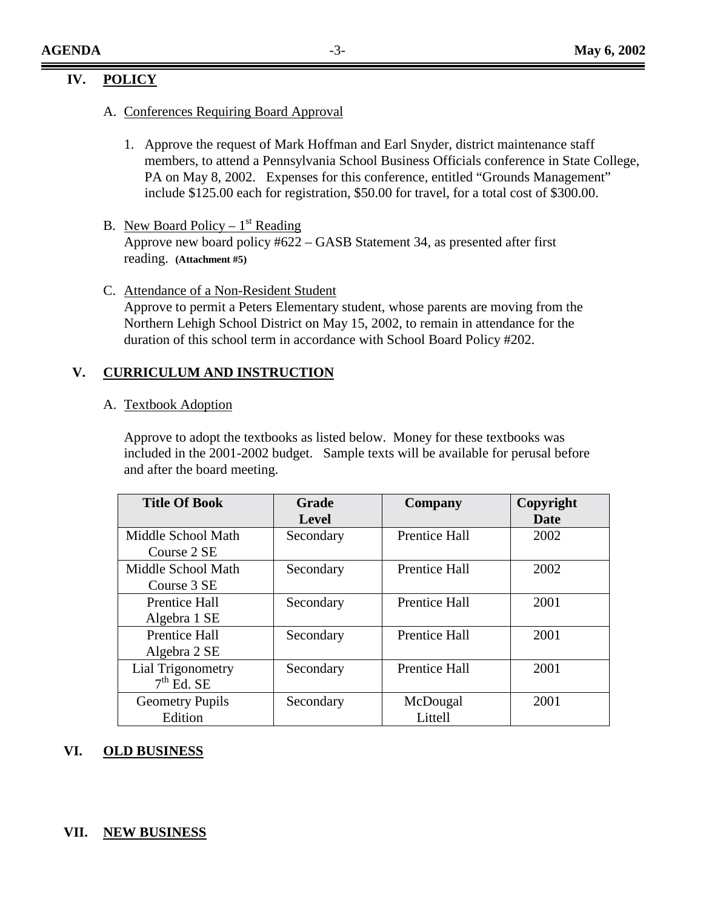## IV. POLICY

A. Conferences Requiring Board Approval

1. Approve the request of Mark Hoffman and Earl Snyder, district maintenance staff members, to attend a Pennsylvania School Business Officials conference in State College, PA on May 8, 2002. Expenses for this conference, entitled "Grounds Management" include $125.00 each for registration, $50.00 for travel, for a total cost of $300.00.

B. New Board Policy – 1st Reading
Approve new board policy #622 – GASB Statement 34, as presented after first reading. **(Attachment #5)**

C. Attendance of a Non-Resident Student
Approve to permit a Peters Elementary student, whose parents are moving from the Northern Lehigh School District on May 15, 2002, to remain in attendance for the duration of this school term in accordance with School Board Policy #202.

## V. CURRICULUM AND INSTRUCTION

A. Textbook Adoption

Approve to adopt the textbooks as listed below. Money for these textbooks was included in the 2001-2002 budget. Sample texts will be available for perusal before and after the board meeting.

| Title Of Book | Grade Level | Company | Copyright Date |
|---|---|---|---|
| Middle School Math Course 2 SE | Secondary | Prentice Hall | 2002 |
| Middle School Math Course 3 SE | Secondary | Prentice Hall | 2002 |
| Prentice Hall Algebra 1 SE | Secondary | Prentice Hall | 2001 |
| Prentice Hall Algebra 2 SE | Secondary | Prentice Hall | 2001 |
| Lial Trigonometry 7th Ed. SE | Secondary | Prentice Hall | 2001 |
| Geometry Pupils Edition | Secondary | McDougal Littell | 2001 |

## VI. OLD BUSINESS

## VII. NEW BUSINESS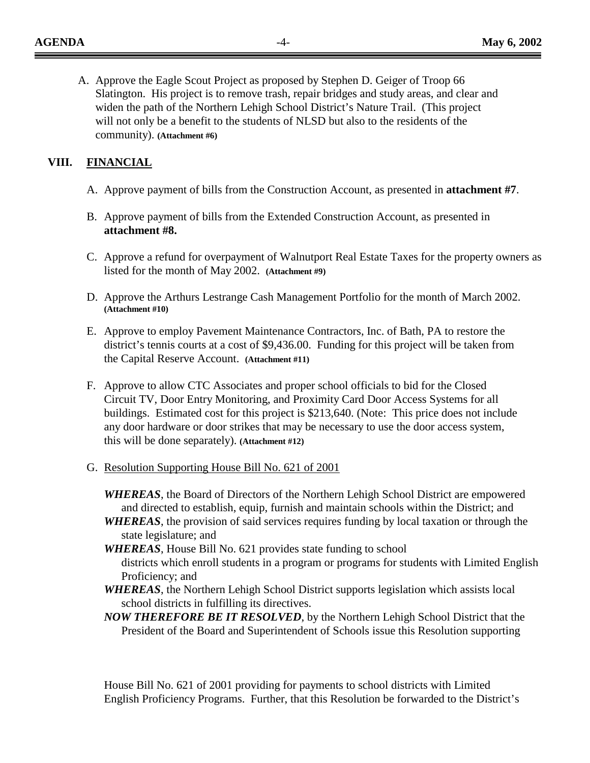A. Approve the Eagle Scout Project as proposed by Stephen D. Geiger of Troop 66 Slatington. His project is to remove trash, repair bridges and study areas, and clear and widen the path of the Northern Lehigh School District's Nature Trail. (This project will not only be a benefit to the students of NLSD but also to the residents of the community). **(Attachment #6)**

## VIII. FINANCIAL

A. Approve payment of bills from the Construction Account, as presented in **attachment #7**.

B. Approve payment of bills from the Extended Construction Account, as presented in **attachment #8.**

C. Approve a refund for overpayment of Walnutport Real Estate Taxes for the property owners as listed for the month of May 2002. **(Attachment #9)**

D. Approve the Arthurs Lestrange Cash Management Portfolio for the month of March 2002. **(Attachment #10)**

E. Approve to employ Pavement Maintenance Contractors, Inc. of Bath, PA to restore the district's tennis courts at a cost of $9,436.00. Funding for this project will be taken from the Capital Reserve Account. **(Attachment #11)**

F. Approve to allow CTC Associates and proper school officials to bid for the Closed Circuit TV, Door Entry Monitoring, and Proximity Card Door Access Systems for all buildings. Estimated cost for this project is $213,640. (Note: This price does not include any door hardware or door strikes that may be necessary to use the door access system, this will be done separately). **(Attachment #12)**

G. Resolution Supporting House Bill No. 621 of 2001

***WHEREAS***, the Board of Directors of the Northern Lehigh School District are empowered and directed to establish, equip, furnish and maintain schools within the District; and

***WHEREAS***, the provision of said services requires funding by local taxation or through the state legislature; and

***WHEREAS***, House Bill No. 621 provides state funding to school districts which enroll students in a program or programs for students with Limited English Proficiency; and

***WHEREAS***, the Northern Lehigh School District supports legislation which assists local school districts in fulfilling its directives.

***NOW THEREFORE BE IT RESOLVED***, by the Northern Lehigh School District that the President of the Board and Superintendent of Schools issue this Resolution supporting

House Bill No. 621 of 2001 providing for payments to school districts with Limited English Proficiency Programs. Further, that this Resolution be forwarded to the District's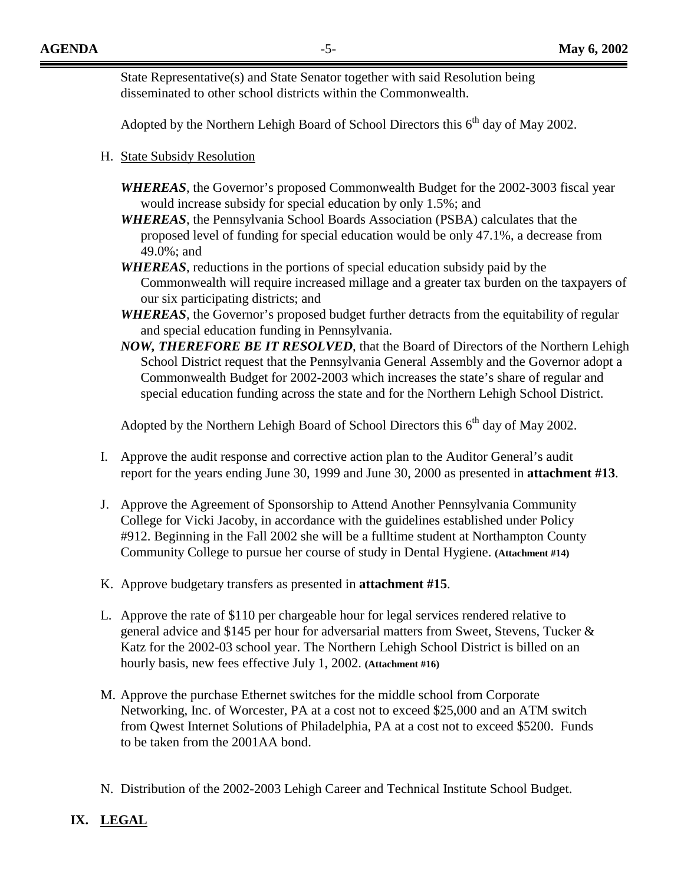State Representative(s) and State Senator together with said Resolution being disseminated to other school districts within the Commonwealth.

Adopted by the Northern Lehigh Board of School Directors this 6th day of May 2002.

H. State Subsidy Resolution

***WHEREAS***, the Governor's proposed Commonwealth Budget for the 2002-3003 fiscal year would increase subsidy for special education by only 1.5%; and

***WHEREAS***, the Pennsylvania School Boards Association (PSBA) calculates that the proposed level of funding for special education would be only 47.1%, a decrease from 49.0%; and

***WHEREAS***, reductions in the portions of special education subsidy paid by the Commonwealth will require increased millage and a greater tax burden on the taxpayers of our six participating districts; and

***WHEREAS***, the Governor's proposed budget further detracts from the equitability of regular and special education funding in Pennsylvania.

***NOW, THEREFORE BE IT RESOLVED***, that the Board of Directors of the Northern Lehigh School District request that the Pennsylvania General Assembly and the Governor adopt a Commonwealth Budget for 2002-2003 which increases the state's share of regular and special education funding across the state and for the Northern Lehigh School District.

Adopted by the Northern Lehigh Board of School Directors this 6th day of May 2002.

I. Approve the audit response and corrective action plan to the Auditor General's audit report for the years ending June 30, 1999 and June 30, 2000 as presented in **attachment #13**.

J. Approve the Agreement of Sponsorship to Attend Another Pennsylvania Community College for Vicki Jacoby, in accordance with the guidelines established under Policy #912. Beginning in the Fall 2002 she will be a fulltime student at Northampton County Community College to pursue her course of study in Dental Hygiene. **(Attachment #14)**

K. Approve budgetary transfers as presented in **attachment #15**.

L. Approve the rate of $110 per chargeable hour for legal services rendered relative to general advice and $145 per hour for adversarial matters from Sweet, Stevens, Tucker & Katz for the 2002-03 school year. The Northern Lehigh School District is billed on an hourly basis, new fees effective July 1, 2002. **(Attachment #16)**

M. Approve the purchase Ethernet switches for the middle school from Corporate Networking, Inc. of Worcester, PA at a cost not to exceed $25,000 and an ATM switch from Qwest Internet Solutions of Philadelphia, PA at a cost not to exceed $5200. Funds to be taken from the 2001AA bond.

N. Distribution of the 2002-2003 Lehigh Career and Technical Institute School Budget.

## IX. LEGAL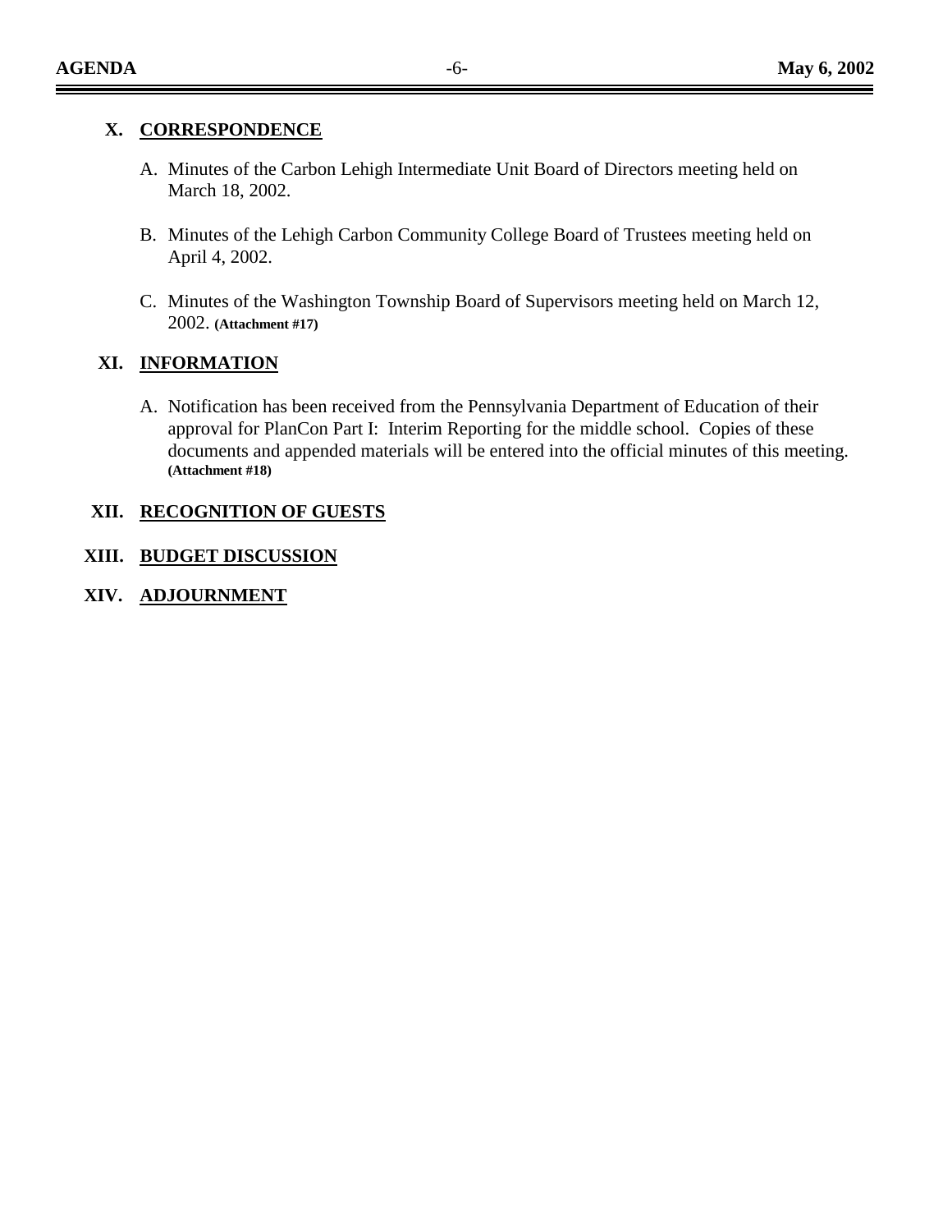## X. CORRESPONDENCE

A. Minutes of the Carbon Lehigh Intermediate Unit Board of Directors meeting held on March 18, 2002.

B. Minutes of the Lehigh Carbon Community College Board of Trustees meeting held on April 4, 2002.

C. Minutes of the Washington Township Board of Supervisors meeting held on March 12, 2002. **(Attachment #17)**

## XI. INFORMATION

A. Notification has been received from the Pennsylvania Department of Education of their approval for PlanCon Part I: Interim Reporting for the middle school. Copies of these documents and appended materials will be entered into the official minutes of this meeting. **(Attachment #18)**

## XII. RECOGNITION OF GUESTS

## XIII. BUDGET DISCUSSION

## XIV. ADJOURNMENT